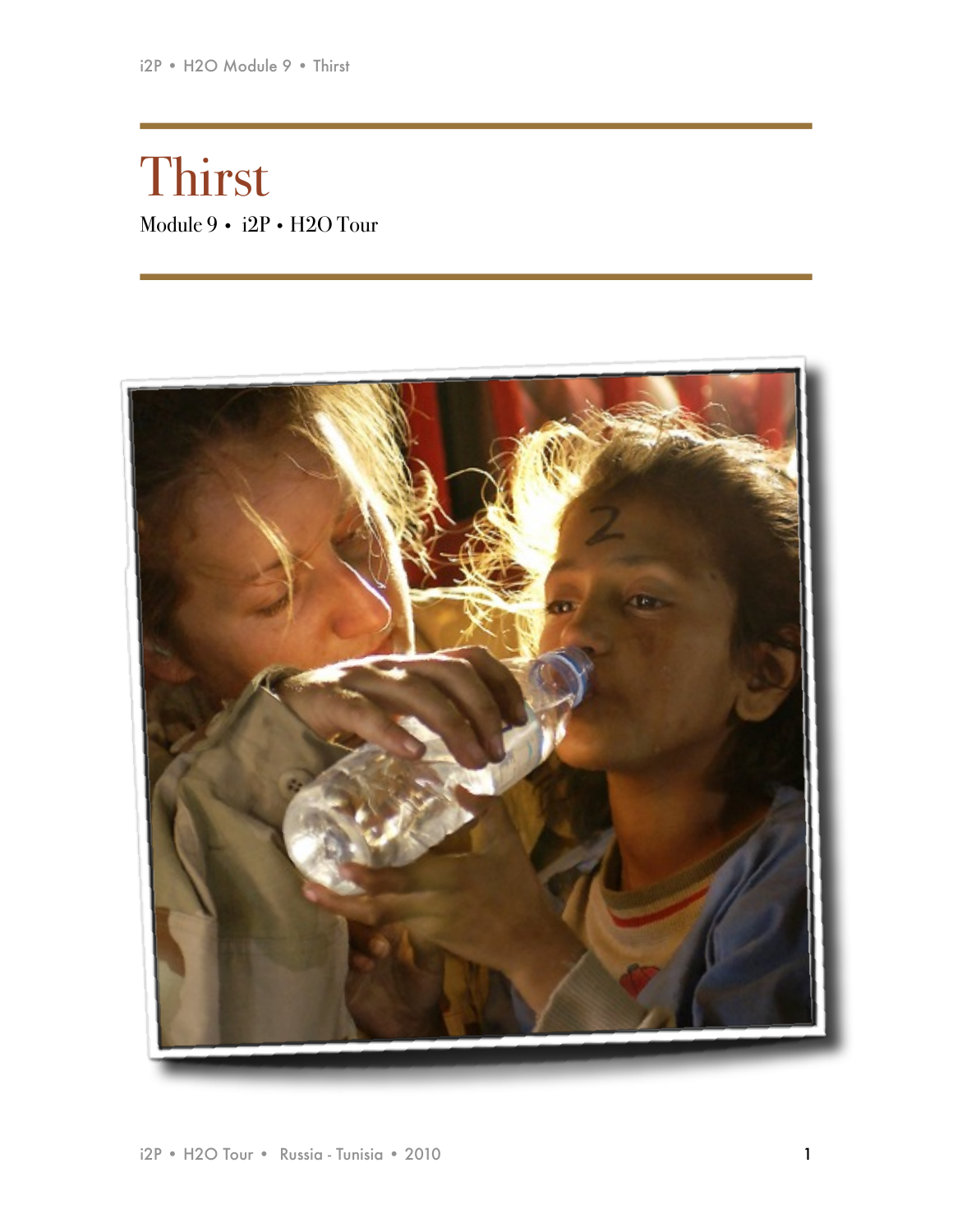# Thirst

Module 9 • i2P • H2O Tour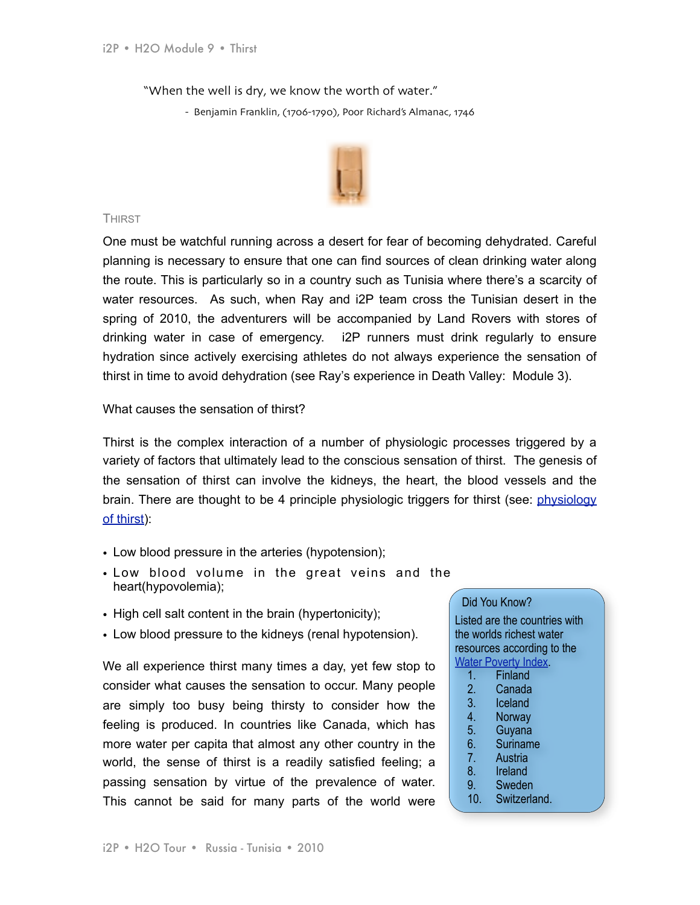"When the well is dry, we know the worth of water."

- Benjamin Franklin, (1706-1790), Poor Richard's Almanac, 1746

## Thirst

One must be watchful running across a desert for fear of becoming dehydrated. Careful planning is necessary to ensure that one can find sources of clean drinking water along the route. This is particularly so in a country such as Tunisia where there's a scarcity of water resources. As such, when Ray and i2P team cross the Tunisian desert in the spring of 2010, the adventurers will be accompanied by Land Rovers with stores of drinking water in case of emergency. i2P runners must drink regularly to ensure hydration since actively exercising athletes do not always experience the sensation of thirst in time to avoid dehydration (see Ray's experience in Death Valley: Module 3).

What causes the sensation of thirst?

Thirst is the complex interaction of a number of physiologic processes triggered by a variety of factors that ultimately lead to the conscious sensation of thirst. The genesis of the sensation of thirst can involve the kidneys, the heart, the blood vessels and the brain. There are thought to be 4 principle physiologic triggers for thirst (see: [physiology of thirst]):

- Low blood pressure in the arteries (hypotension);
- Low blood volume in the great veins and the heart(hypovolemia);
- High cell salt content in the brain (hypertonicity);
- Low blood pressure to the kidneys (renal hypotension).

We all experience thirst many times a day, yet few stop to consider what causes the sensation to occur. Many people are simply too busy being thirsty to consider how the feeling is produced. In countries like Canada, which has more water per capita that almost any other country in the world, the sense of thirst is a readily satisfied feeling; a passing sensation by virtue of the prevalence of water. This cannot be said for many parts of the world were

> **Did You Know?**
>
> Listed are the countries with the worlds richest water resources according to the [Water Poverty Index].
>
> 1. Finland
> 2. Canada
> 3. Iceland
> 4. Norway
> 5. Guyana
> 6. Suriname
> 7. Austria
> 8. Ireland
> 9. Sweden
> 10. Switzerland.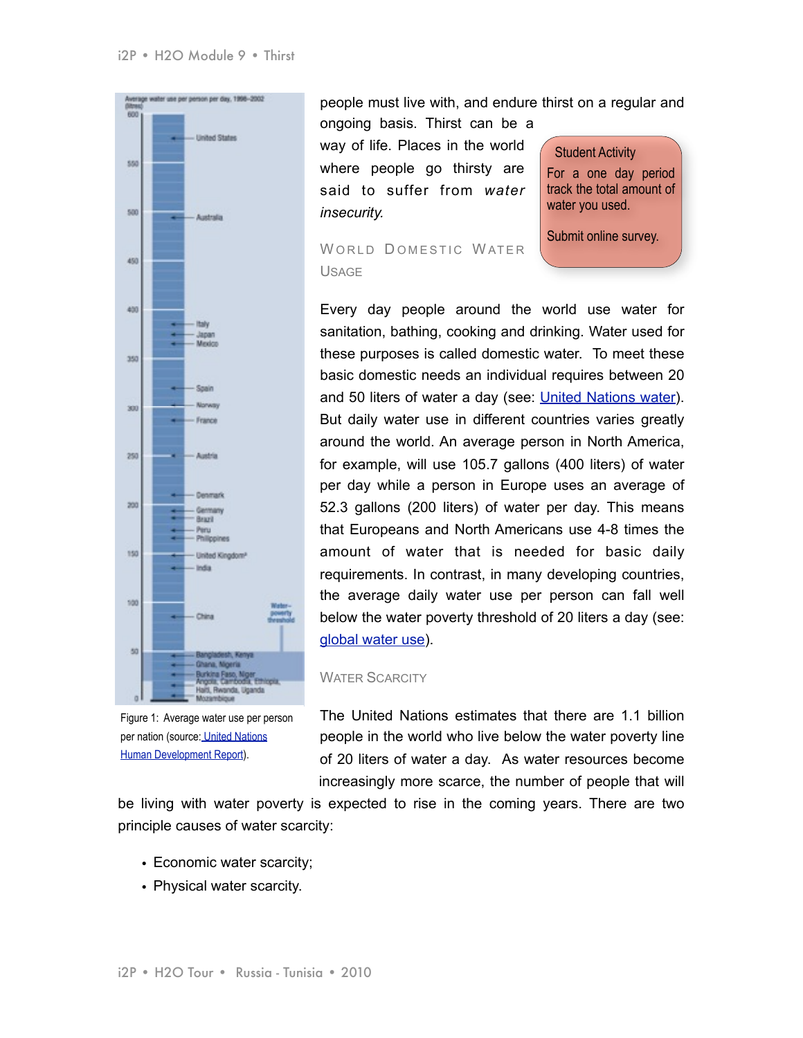people must live with, and endure thirst on a regular and ongoing basis. Thirst can be a way of life. Places in the world where people go thirsty are said to suffer from *water insecurity.*

> **Student Activity**
>
> For a one day period track the total amount of water you used.
>
> Submit online survey.

## World Domestic Water Usage

Every day people around the world use water for sanitation, bathing, cooking and drinking. Water used for these purposes is called domestic water. To meet these basic domestic needs an individual requires between 20 and 50 liters of water a day (see: United Nations water). But daily water use in different countries varies greatly around the world. An average person in North America, for example, will use 105.7 gallons (400 liters) of water per day while a person in Europe uses an average of 52.3 gallons (200 liters) of water per day. This means that Europeans and North Americans use 4-8 times the amount of water that is needed for basic daily requirements. In contrast, in many developing countries, the average daily water use per person can fall well below the water poverty threshold of 20 liters a day (see: global water use).

Figure 1: Average water use per person per nation (source: United Nations Human Development Report).

## Water Scarcity

The United Nations estimates that there are 1.1 billion people in the world who live below the water poverty line of 20 liters of water a day. As water resources become increasingly more scarce, the number of people that will be living with water poverty is expected to rise in the coming years. There are two principle causes of water scarcity:

- Economic water scarcity;
- Physical water scarcity.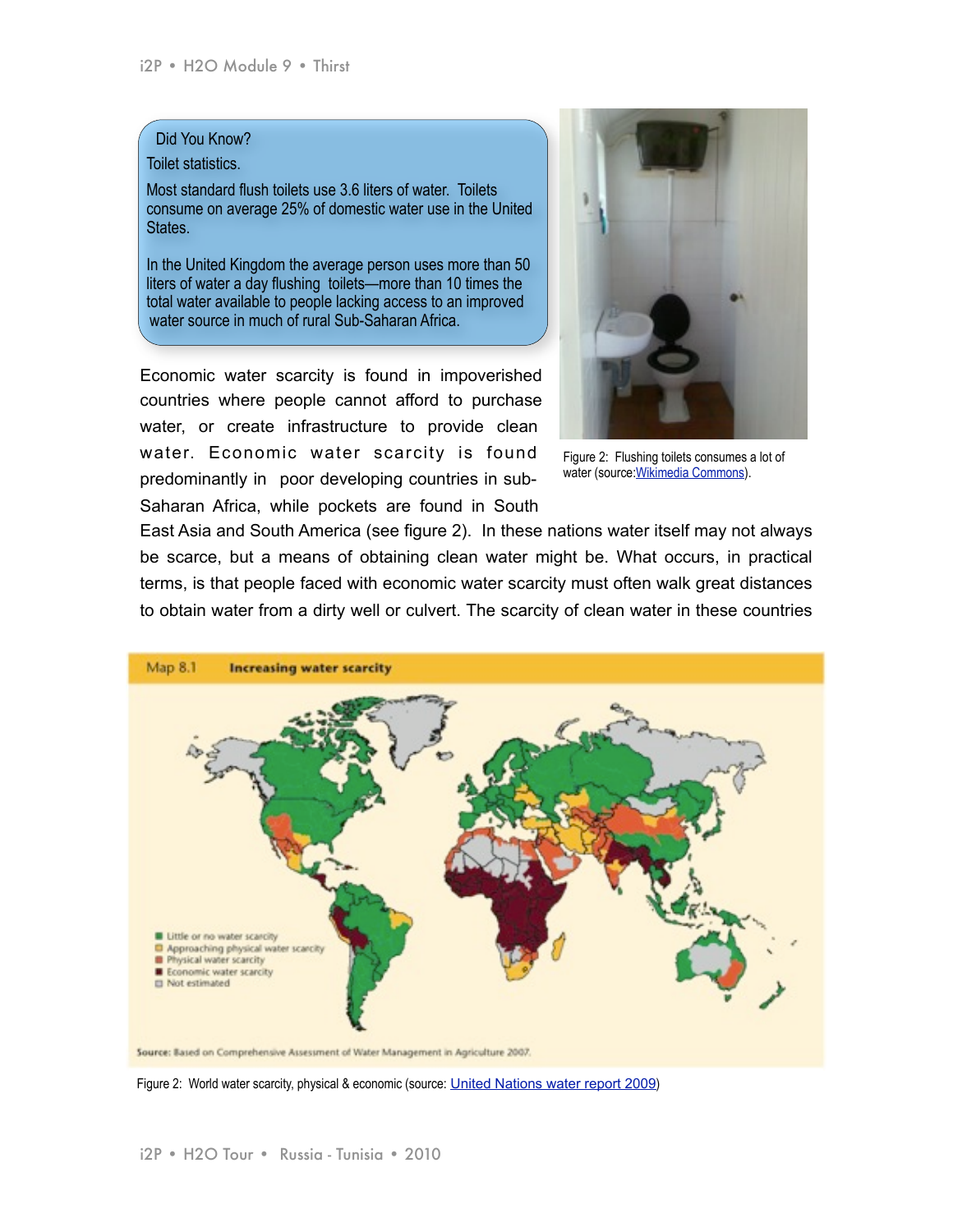Did You Know?

Toilet statistics.

Most standard flush toilets use 3.6 liters of water. Toilets consume on average 25% of domestic water use in the United States.

In the United Kingdom the average person uses more than 50 liters of water a day flushing toilets—more than 10 times the total water available to people lacking access to an improved water source in much of rural Sub-Saharan Africa.

Figure 2: Flushing toilets consumes a lot of water (source:Wikimedia Commons).

Economic water scarcity is found in impoverished countries where people cannot afford to purchase water, or create infrastructure to provide clean water. Economic water scarcity is found predominantly in poor developing countries in sub-Saharan Africa, while pockets are found in South East Asia and South America (see figure 2). In these nations water itself may not always be scarce, but a means of obtaining clean water might be. What occurs, in practical terms, is that people faced with economic water scarcity must often walk great distances to obtain water from a dirty well or culvert. The scarcity of clean water in these countries

Map 8.1 **Increasing water scarcity**

- Little or no water scarcity
- Approaching physical water scarcity
- Physical water scarcity
- Economic water scarcity
- Not estimated

Source: Based on Comprehensive Assessment of Water Management in Agriculture 2007.

Figure 2: World water scarcity, physical & economic (source: United Nations water report 2009)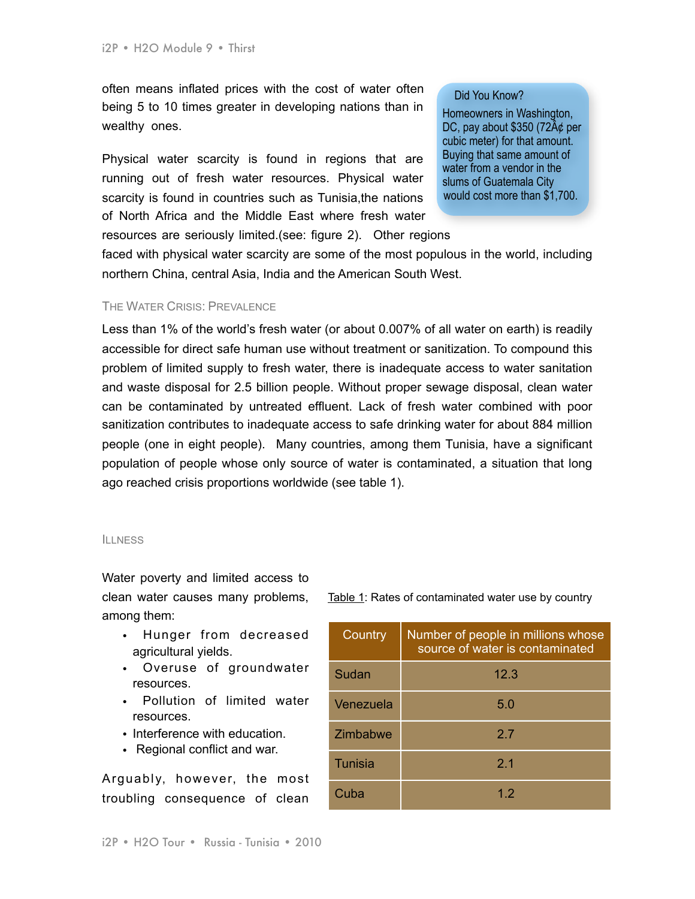often means inflated prices with the cost of water often being 5 to 10 times greater in developing nations than in wealthy ones.

> **Did You Know?**
>
> Homeowners in Washington, DC, pay about $350 (72Â¢ per cubic meter) for that amount. Buying that same amount of water from a vendor in the slums of Guatemala City would cost more than $1,700.

Physical water scarcity is found in regions that are running out of fresh water resources. Physical water scarcity is found in countries such as Tunisia,the nations of North Africa and the Middle East where fresh water resources are seriously limited.(see: figure 2). Other regions faced with physical water scarcity are some of the most populous in the world, including northern China, central Asia, India and the American South West.

### The Water Crisis: Prevalence

Less than 1% of the world's fresh water (or about 0.007% of all water on earth) is readily accessible for direct safe human use without treatment or sanitization. To compound this problem of limited supply to fresh water, there is inadequate access to water sanitation and waste disposal for 2.5 billion people. Without proper sewage disposal, clean water can be contaminated by untreated effluent. Lack of fresh water combined with poor sanitization contributes to inadequate access to safe drinking water for about 884 million people (one in eight people). Many countries, among them Tunisia, have a significant population of people whose only source of water is contaminated, a situation that long ago reached crisis proportions worldwide (see table 1).

### Illness

Water poverty and limited access to clean water causes many problems, among them:

- Hunger from decreased agricultural yields.
- Overuse of groundwater resources.
- Pollution of limited water resources.
- Interference with education.
- Regional conflict and war.

Table 1: Rates of contaminated water use by country

| Country | Number of people in millions whose source of water is contaminated |
|---|---|
| Sudan | 12.3 |
| Venezuela | 5.0 |
| Zimbabwe | 2.7 |
| Tunisia | 2.1 |
| Cuba | 1.2 |

Arguably, however, the most troubling consequence of clean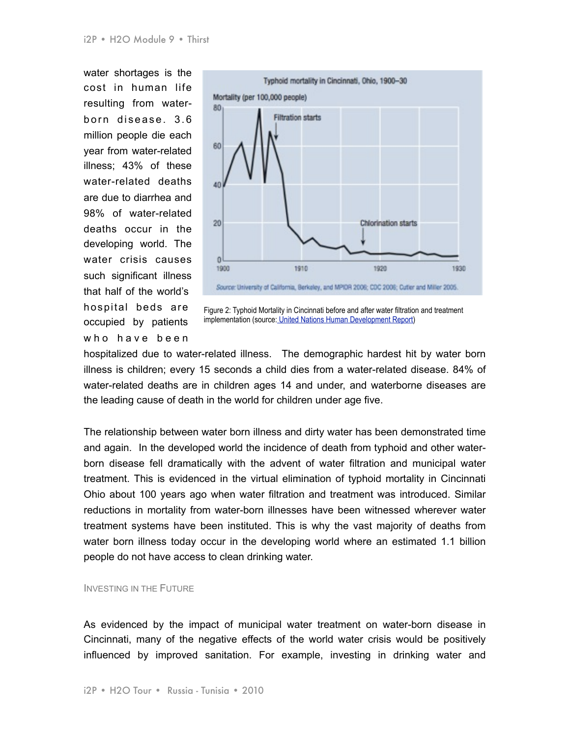water shortages is the cost in human life resulting from water-born disease. 3.6 million people die each year from water-related illness; 43% of these water-related deaths are due to diarrhea and 98% of water-related deaths occur in the developing world. The water crisis causes such significant illness that half of the world's hospital beds are occupied by patients who have been hospitalized due to water-related illness. The demographic hardest hit by water born illness is children; every 15 seconds a child dies from a water-related disease. 84% of water-related deaths are in children ages 14 and under, and waterborne diseases are the leading cause of death in the world for children under age five.

Figure 2: Typhoid Mortality in Cincinnati before and after water filtration and treatment implementation (source: United Nations Human Development Report)

The relationship between water born illness and dirty water has been demonstrated time and again. In the developed world the incidence of death from typhoid and other water-born disease fell dramatically with the advent of water filtration and municipal water treatment. This is evidenced in the virtual elimination of typhoid mortality in Cincinnati Ohio about 100 years ago when water filtration and treatment was introduced. Similar reductions in mortality from water-born illnesses have been witnessed wherever water treatment systems have been instituted. This is why the vast majority of deaths from water born illness today occur in the developing world where an estimated 1.1 billion people do not have access to clean drinking water.

### Investing in the Future

As evidenced by the impact of municipal water treatment on water-born disease in Cincinnati, many of the negative effects of the world water crisis would be positively influenced by improved sanitation. For example, investing in drinking water and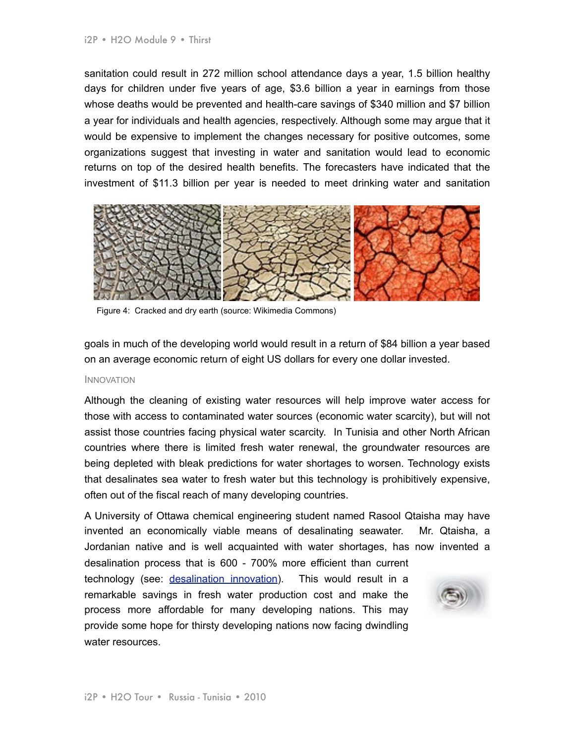sanitation could result in 272 million school attendance days a year, 1.5 billion healthy days for children under five years of age, $3.6 billion a year in earnings from those whose deaths would be prevented and health-care savings of $340 million and $7 billion a year for individuals and health agencies, respectively. Although some may argue that it would be expensive to implement the changes necessary for positive outcomes, some organizations suggest that investing in water and sanitation would lead to economic returns on top of the desired health benefits. The forecasters have indicated that the investment of $11.3 billion per year is needed to meet drinking water and sanitation goals in much of the developing world would result in a return of $84 billion a year based on an average economic return of eight US dollars for every one dollar invested.

Figure 4: Cracked and dry earth (source: Wikimedia Commons)

### Innovation

Although the cleaning of existing water resources will help improve water access for those with access to contaminated water sources (economic water scarcity), but will not assist those countries facing physical water scarcity. In Tunisia and other North African countries where there is limited fresh water renewal, the groundwater resources are being depleted with bleak predictions for water shortages to worsen. Technology exists that desalinates sea water to fresh water but this technology is prohibitively expensive, often out of the fiscal reach of many developing countries.

A University of Ottawa chemical engineering student named Rasool Qtaisha may have invented an economically viable means of desalinating seawater. Mr. Qtaisha, a Jordanian native and is well acquainted with water shortages, has now invented a desalination process that is 600 - 700% more efficient than current technology (see: [desalination innovation](desalination innovation)). This would result in a remarkable savings in fresh water production cost and make the process more affordable for many developing nations. This may provide some hope for thirsty developing nations now facing dwindling water resources.